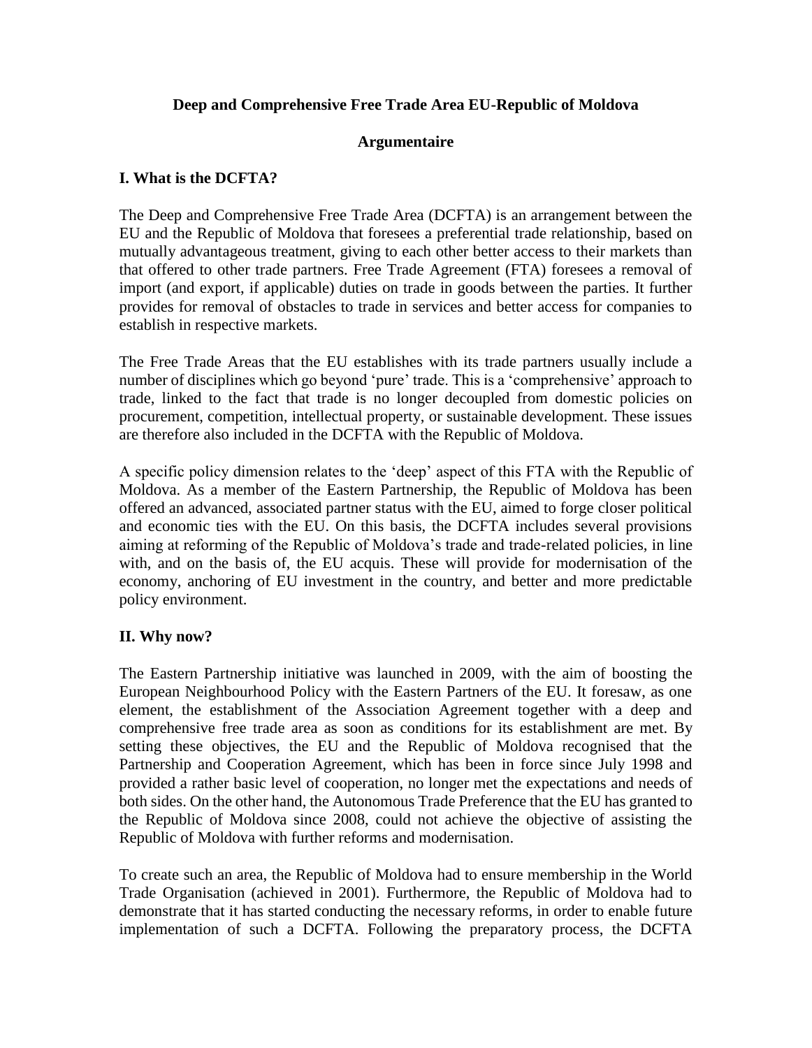**Deep and Comprehensive Free Trade Area EU-Republic of Moldova**

**Argumentaire**

## I. What is the DCFTA?

The Deep and Comprehensive Free Trade Area (DCFTA) is an arrangement between the EU and the Republic of Moldova that foresees a preferential trade relationship, based on mutually advantageous treatment, giving to each other better access to their markets than that offered to other trade partners. Free Trade Agreement (FTA) foresees a removal of import (and export, if applicable) duties on trade in goods between the parties. It further provides for removal of obstacles to trade in services and better access for companies to establish in respective markets.

The Free Trade Areas that the EU establishes with its trade partners usually include a number of disciplines which go beyond 'pure' trade. This is a 'comprehensive' approach to trade, linked to the fact that trade is no longer decoupled from domestic policies on procurement, competition, intellectual property, or sustainable development. These issues are therefore also included in the DCFTA with the Republic of Moldova.

A specific policy dimension relates to the 'deep' aspect of this FTA with the Republic of Moldova. As a member of the Eastern Partnership, the Republic of Moldova has been offered an advanced, associated partner status with the EU, aimed to forge closer political and economic ties with the EU. On this basis, the DCFTA includes several provisions aiming at reforming of the Republic of Moldova's trade and trade-related policies, in line with, and on the basis of, the EU acquis. These will provide for modernisation of the economy, anchoring of EU investment in the country, and better and more predictable policy environment.

## II. Why now?

The Eastern Partnership initiative was launched in 2009, with the aim of boosting the European Neighbourhood Policy with the Eastern Partners of the EU. It foresaw, as one element, the establishment of the Association Agreement together with a deep and comprehensive free trade area as soon as conditions for its establishment are met. By setting these objectives, the EU and the Republic of Moldova recognised that the Partnership and Cooperation Agreement, which has been in force since July 1998 and provided a rather basic level of cooperation, no longer met the expectations and needs of both sides. On the other hand, the Autonomous Trade Preference that the EU has granted to the Republic of Moldova since 2008, could not achieve the objective of assisting the Republic of Moldova with further reforms and modernisation.

To create such an area, the Republic of Moldova had to ensure membership in the World Trade Organisation (achieved in 2001). Furthermore, the Republic of Moldova had to demonstrate that it has started conducting the necessary reforms, in order to enable future implementation of such a DCFTA. Following the preparatory process, the DCFTA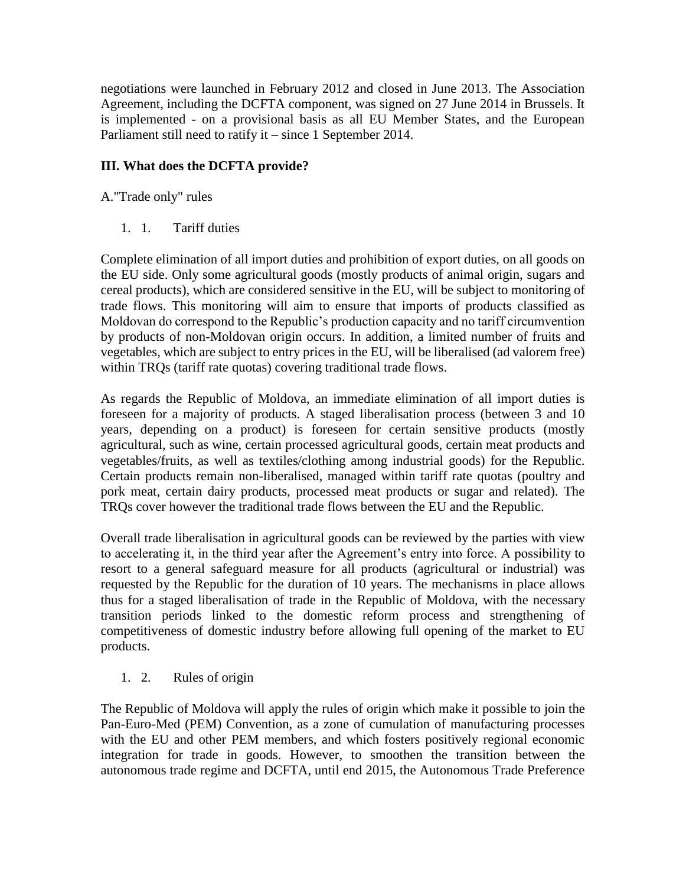negotiations were launched in February 2012 and closed in June 2013. The Association Agreement, including the DCFTA component, was signed on 27 June 2014 in Brussels. It is implemented - on a provisional basis as all EU Member States, and the European Parliament still need to ratify it – since 1 September 2014.

## III. What does the DCFTA provide?

A."Trade only" rules

1. 1. Tariff duties

Complete elimination of all import duties and prohibition of export duties, on all goods on the EU side. Only some agricultural goods (mostly products of animal origin, sugars and cereal products), which are considered sensitive in the EU, will be subject to monitoring of trade flows. This monitoring will aim to ensure that imports of products classified as Moldovan do correspond to the Republic's production capacity and no tariff circumvention by products of non-Moldovan origin occurs. In addition, a limited number of fruits and vegetables, which are subject to entry prices in the EU, will be liberalised (ad valorem free) within TRQs (tariff rate quotas) covering traditional trade flows.

As regards the Republic of Moldova, an immediate elimination of all import duties is foreseen for a majority of products. A staged liberalisation process (between 3 and 10 years, depending on a product) is foreseen for certain sensitive products (mostly agricultural, such as wine, certain processed agricultural goods, certain meat products and vegetables/fruits, as well as textiles/clothing among industrial goods) for the Republic. Certain products remain non-liberalised, managed within tariff rate quotas (poultry and pork meat, certain dairy products, processed meat products or sugar and related). The TRQs cover however the traditional trade flows between the EU and the Republic.

Overall trade liberalisation in agricultural goods can be reviewed by the parties with view to accelerating it, in the third year after the Agreement's entry into force. A possibility to resort to a general safeguard measure for all products (agricultural or industrial) was requested by the Republic for the duration of 10 years. The mechanisms in place allows thus for a staged liberalisation of trade in the Republic of Moldova, with the necessary transition periods linked to the domestic reform process and strengthening of competitiveness of domestic industry before allowing full opening of the market to EU products.

1. 2. Rules of origin

The Republic of Moldova will apply the rules of origin which make it possible to join the Pan-Euro-Med (PEM) Convention, as a zone of cumulation of manufacturing processes with the EU and other PEM members, and which fosters positively regional economic integration for trade in goods. However, to smoothen the transition between the autonomous trade regime and DCFTA, until end 2015, the Autonomous Trade Preference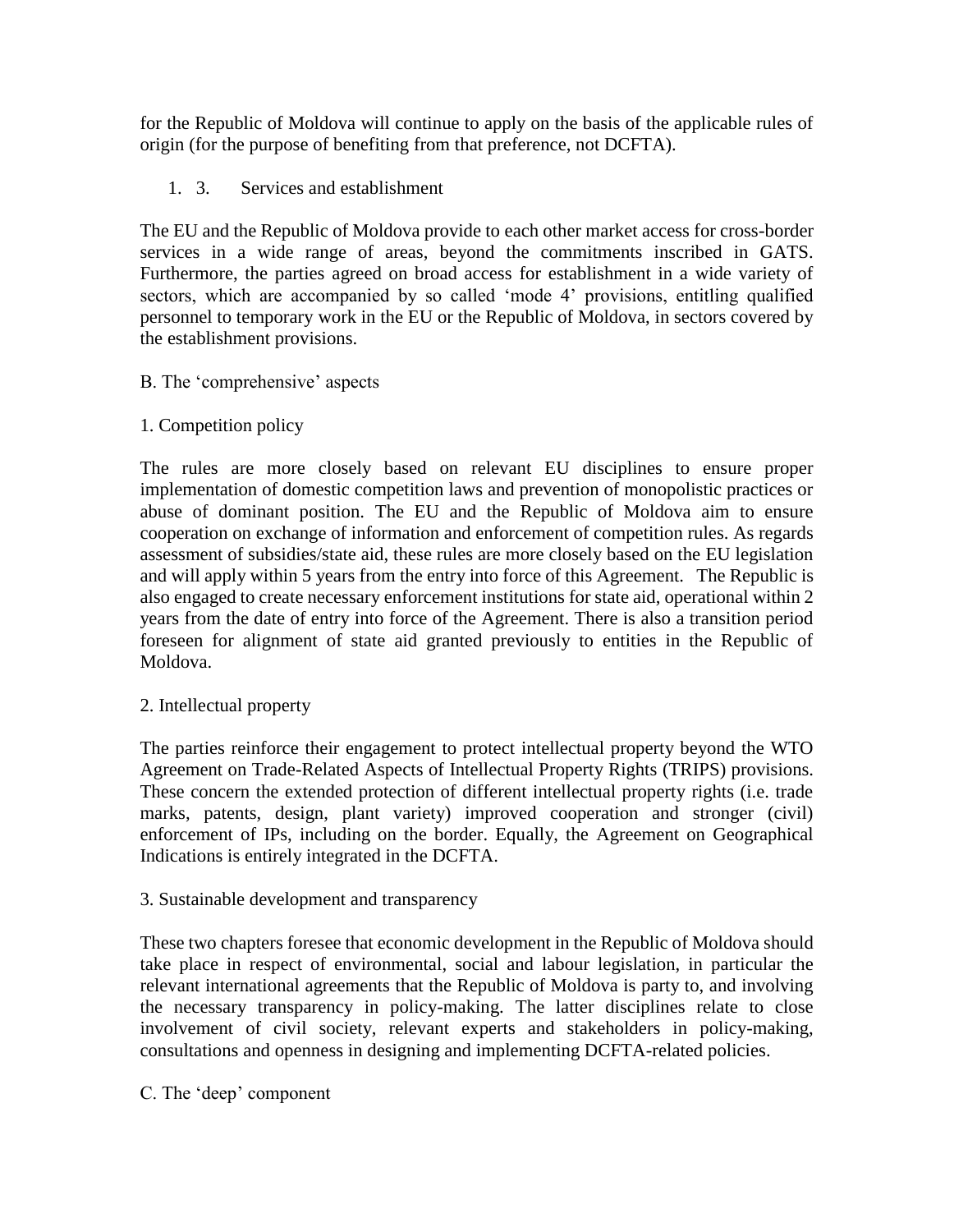for the Republic of Moldova will continue to apply on the basis of the applicable rules of origin (for the purpose of benefiting from that preference, not DCFTA).

1. 3. Services and establishment

The EU and the Republic of Moldova provide to each other market access for cross-border services in a wide range of areas, beyond the commitments inscribed in GATS. Furthermore, the parties agreed on broad access for establishment in a wide variety of sectors, which are accompanied by so called 'mode 4' provisions, entitling qualified personnel to temporary work in the EU or the Republic of Moldova, in sectors covered by the establishment provisions.

B. The 'comprehensive' aspects

1. Competition policy

The rules are more closely based on relevant EU disciplines to ensure proper implementation of domestic competition laws and prevention of monopolistic practices or abuse of dominant position. The EU and the Republic of Moldova aim to ensure cooperation on exchange of information and enforcement of competition rules. As regards assessment of subsidies/state aid, these rules are more closely based on the EU legislation and will apply within 5 years from the entry into force of this Agreement. The Republic is also engaged to create necessary enforcement institutions for state aid, operational within 2 years from the date of entry into force of the Agreement. There is also a transition period foreseen for alignment of state aid granted previously to entities in the Republic of Moldova.

2. Intellectual property

The parties reinforce their engagement to protect intellectual property beyond the WTO Agreement on Trade-Related Aspects of Intellectual Property Rights (TRIPS) provisions. These concern the extended protection of different intellectual property rights (i.e. trade marks, patents, design, plant variety) improved cooperation and stronger (civil) enforcement of IPs, including on the border. Equally, the Agreement on Geographical Indications is entirely integrated in the DCFTA.

3. Sustainable development and transparency

These two chapters foresee that economic development in the Republic of Moldova should take place in respect of environmental, social and labour legislation, in particular the relevant international agreements that the Republic of Moldova is party to, and involving the necessary transparency in policy-making. The latter disciplines relate to close involvement of civil society, relevant experts and stakeholders in policy-making, consultations and openness in designing and implementing DCFTA-related policies.

C. The 'deep' component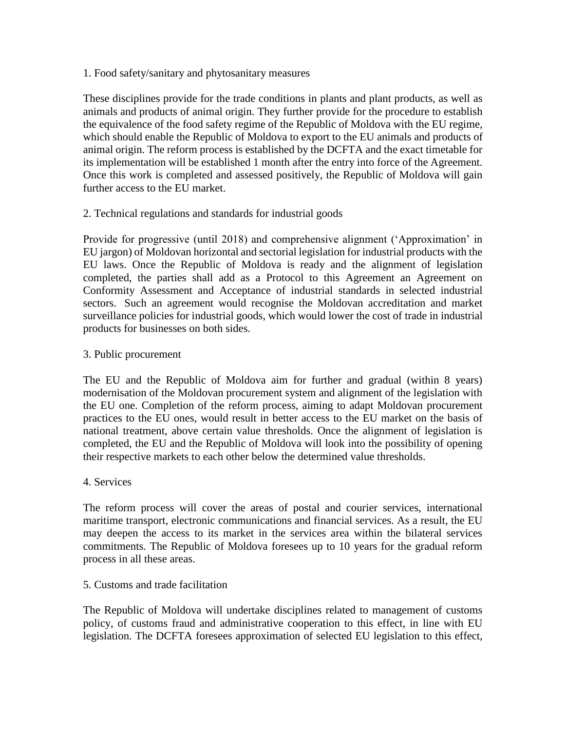1. Food safety/sanitary and phytosanitary measures

These disciplines provide for the trade conditions in plants and plant products, as well as animals and products of animal origin. They further provide for the procedure to establish the equivalence of the food safety regime of the Republic of Moldova with the EU regime, which should enable the Republic of Moldova to export to the EU animals and products of animal origin. The reform process is established by the DCFTA and the exact timetable for its implementation will be established 1 month after the entry into force of the Agreement. Once this work is completed and assessed positively, the Republic of Moldova will gain further access to the EU market.

2. Technical regulations and standards for industrial goods

Provide for progressive (until 2018) and comprehensive alignment ('Approximation' in EU jargon) of Moldovan horizontal and sectorial legislation for industrial products with the EU laws. Once the Republic of Moldova is ready and the alignment of legislation completed, the parties shall add as a Protocol to this Agreement an Agreement on Conformity Assessment and Acceptance of industrial standards in selected industrial sectors. Such an agreement would recognise the Moldovan accreditation and market surveillance policies for industrial goods, which would lower the cost of trade in industrial products for businesses on both sides.

3. Public procurement

The EU and the Republic of Moldova aim for further and gradual (within 8 years) modernisation of the Moldovan procurement system and alignment of the legislation with the EU one. Completion of the reform process, aiming to adapt Moldovan procurement practices to the EU ones, would result in better access to the EU market on the basis of national treatment, above certain value thresholds. Once the alignment of legislation is completed, the EU and the Republic of Moldova will look into the possibility of opening their respective markets to each other below the determined value thresholds.

4. Services

The reform process will cover the areas of postal and courier services, international maritime transport, electronic communications and financial services. As a result, the EU may deepen the access to its market in the services area within the bilateral services commitments. The Republic of Moldova foresees up to 10 years for the gradual reform process in all these areas.

5. Customs and trade facilitation

The Republic of Moldova will undertake disciplines related to management of customs policy, of customs fraud and administrative cooperation to this effect, in line with EU legislation. The DCFTA foresees approximation of selected EU legislation to this effect,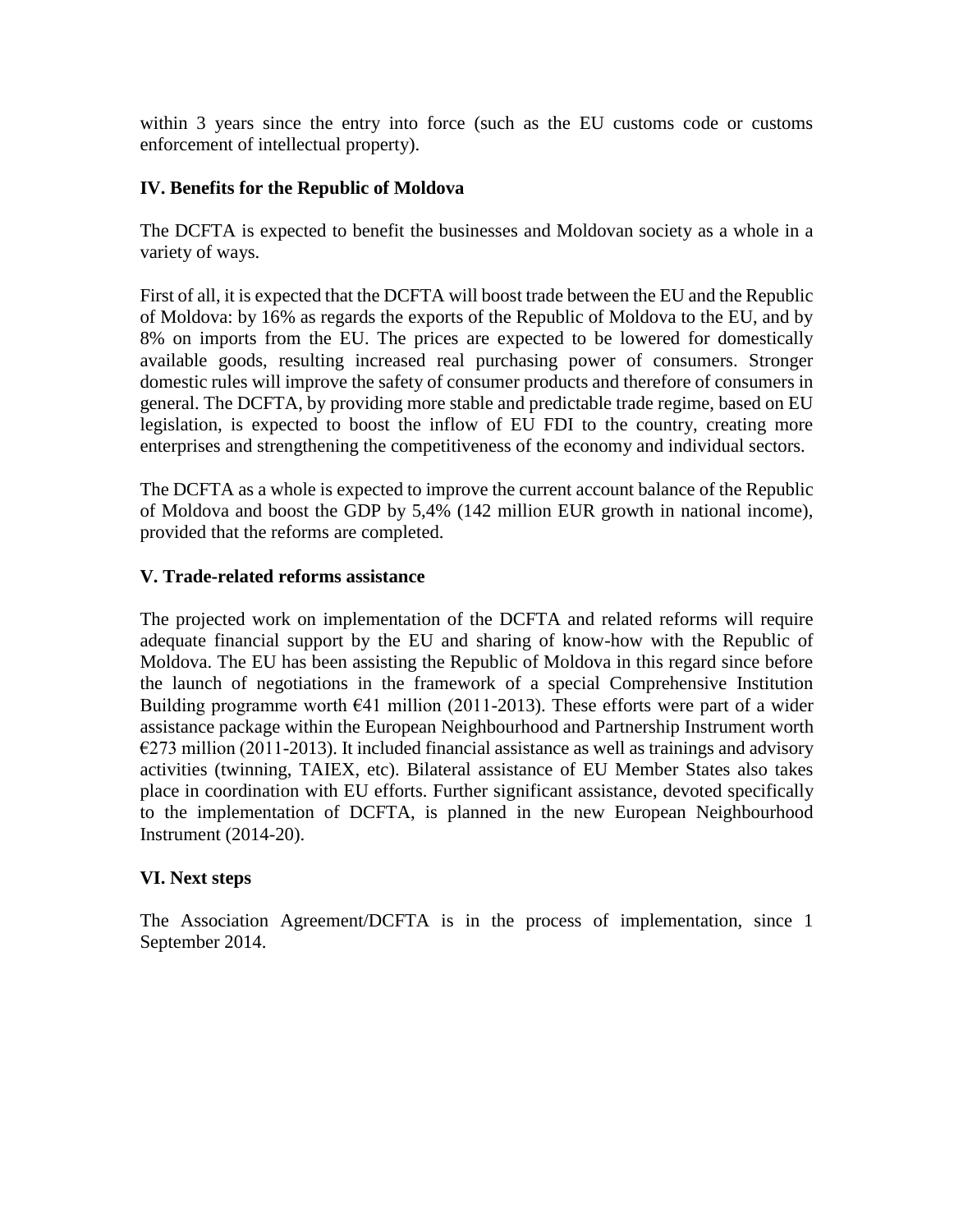within 3 years since the entry into force (such as the EU customs code or customs enforcement of intellectual property).

## IV. Benefits for the Republic of Moldova

The DCFTA is expected to benefit the businesses and Moldovan society as a whole in a variety of ways.

First of all, it is expected that the DCFTA will boost trade between the EU and the Republic of Moldova: by 16% as regards the exports of the Republic of Moldova to the EU, and by 8% on imports from the EU. The prices are expected to be lowered for domestically available goods, resulting increased real purchasing power of consumers. Stronger domestic rules will improve the safety of consumer products and therefore of consumers in general. The DCFTA, by providing more stable and predictable trade regime, based on EU legislation, is expected to boost the inflow of EU FDI to the country, creating more enterprises and strengthening the competitiveness of the economy and individual sectors.

The DCFTA as a whole is expected to improve the current account balance of the Republic of Moldova and boost the GDP by 5,4% (142 million EUR growth in national income), provided that the reforms are completed.

## V. Trade-related reforms assistance

The projected work on implementation of the DCFTA and related reforms will require adequate financial support by the EU and sharing of know-how with the Republic of Moldova. The EU has been assisting the Republic of Moldova in this regard since before the launch of negotiations in the framework of a special Comprehensive Institution Building programme worth €41 million (2011-2013). These efforts were part of a wider assistance package within the European Neighbourhood and Partnership Instrument worth €273 million (2011-2013). It included financial assistance as well as trainings and advisory activities (twinning, TAIEX, etc). Bilateral assistance of EU Member States also takes place in coordination with EU efforts. Further significant assistance, devoted specifically to the implementation of DCFTA, is planned in the new European Neighbourhood Instrument (2014-20).

## VI. Next steps

The Association Agreement/DCFTA is in the process of implementation, since 1 September 2014.